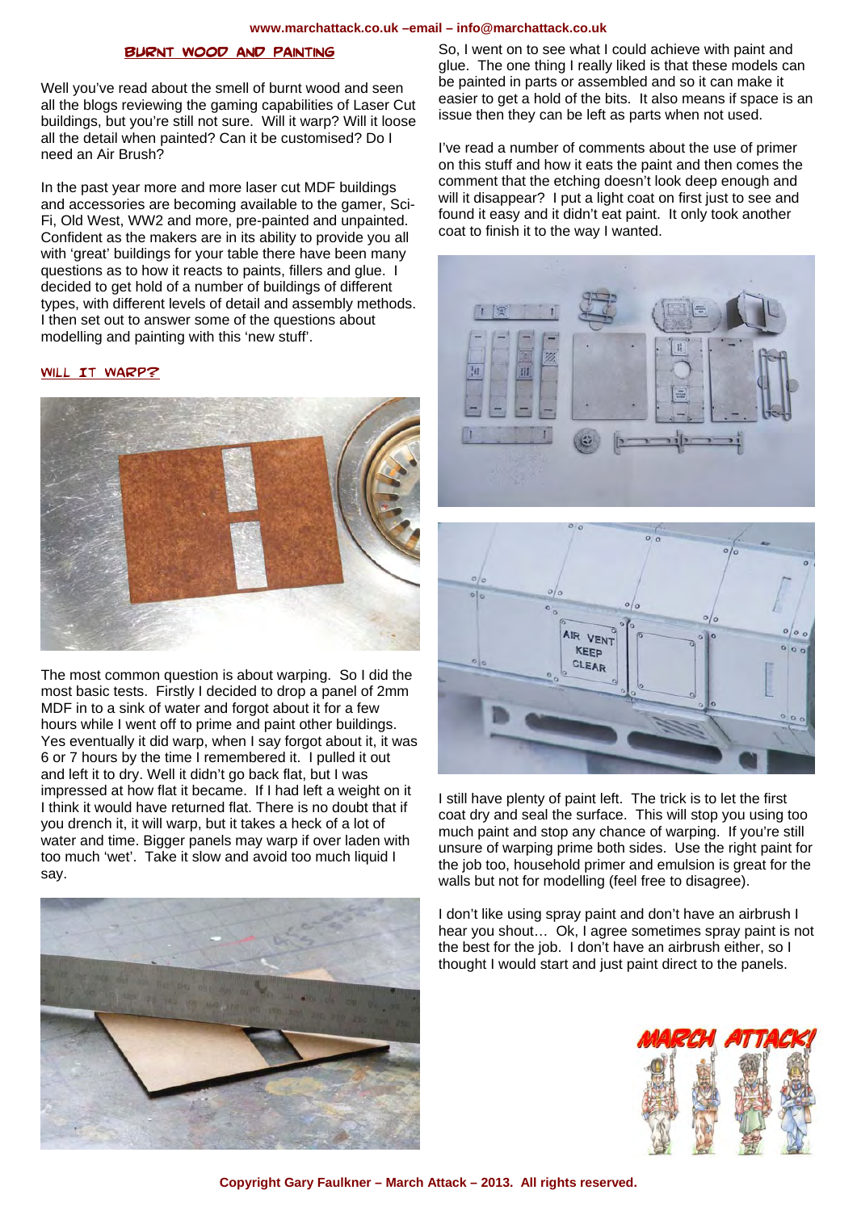## BURNT WOOD AND PAINTING

Well you've read about the smell of burnt wood and seen all the blogs reviewing the gaming capabilities of Laser Cut buildings, but you're still not sure. Will it warp? Will it loose all the detail when painted? Can it be customised? Do I need an Air Brush?

In the past year more and more laser cut MDF buildings and accessories are becoming available to the gamer, Sci-Fi, Old West, WW2 and more, pre-painted and unpainted. Confident as the makers are in its ability to provide you all with 'great' buildings for your table there have been many questions as to how it reacts to paints, fillers and glue. I decided to get hold of a number of buildings of different types, with different levels of detail and assembly methods. I then set out to answer some of the questions about modelling and painting with this 'new stuff'.

### WILL IT WARP?

The most common question is about warping. So I did the most basic tests. Firstly I decided to drop a panel of 2mm MDF in to a sink of water and forgot about it for a few hours while I went off to prime and paint other buildings. Yes eventually it did warp, when I say forgot about it, it was 6 or 7 hours by the time I remembered it. I pulled it out and left it to dry. Well it didn't go back flat, but I was impressed at how flat it became. If I had left a weight on it I think it would have returned flat. There is no doubt that if you drench it, it will warp, but it takes a heck of a lot of water and time. Bigger panels may warp if over laden with too much 'wet'. Take it slow and avoid too much liquid I say.

So, I went on to see what I could achieve with paint and glue. The one thing I really liked is that these models can be painted in parts or assembled and so it can make it easier to get a hold of the bits. It also means if space is an issue then they can be left as parts when not used.

I've read a number of comments about the use of primer on this stuff and how it eats the paint and then comes the comment that the etching doesn't look deep enough and will it disappear? I put a light coat on first just to see and found it easy and it didn't eat paint. It only took another coat to finish it to the way I wanted.

I still have plenty of paint left. The trick is to let the first coat dry and seal the surface. This will stop you using too much paint and stop any chance of warping. If you're still unsure of warping prime both sides. Use the right paint for the job too, household primer and emulsion is great for the walls but not for modelling (feel free to disagree).

I don't like using spray paint and don't have an airbrush I hear you shout… Ok, I agree sometimes spray paint is not the best for the job. I don't have an airbrush either, so I thought I would start and just paint direct to the panels.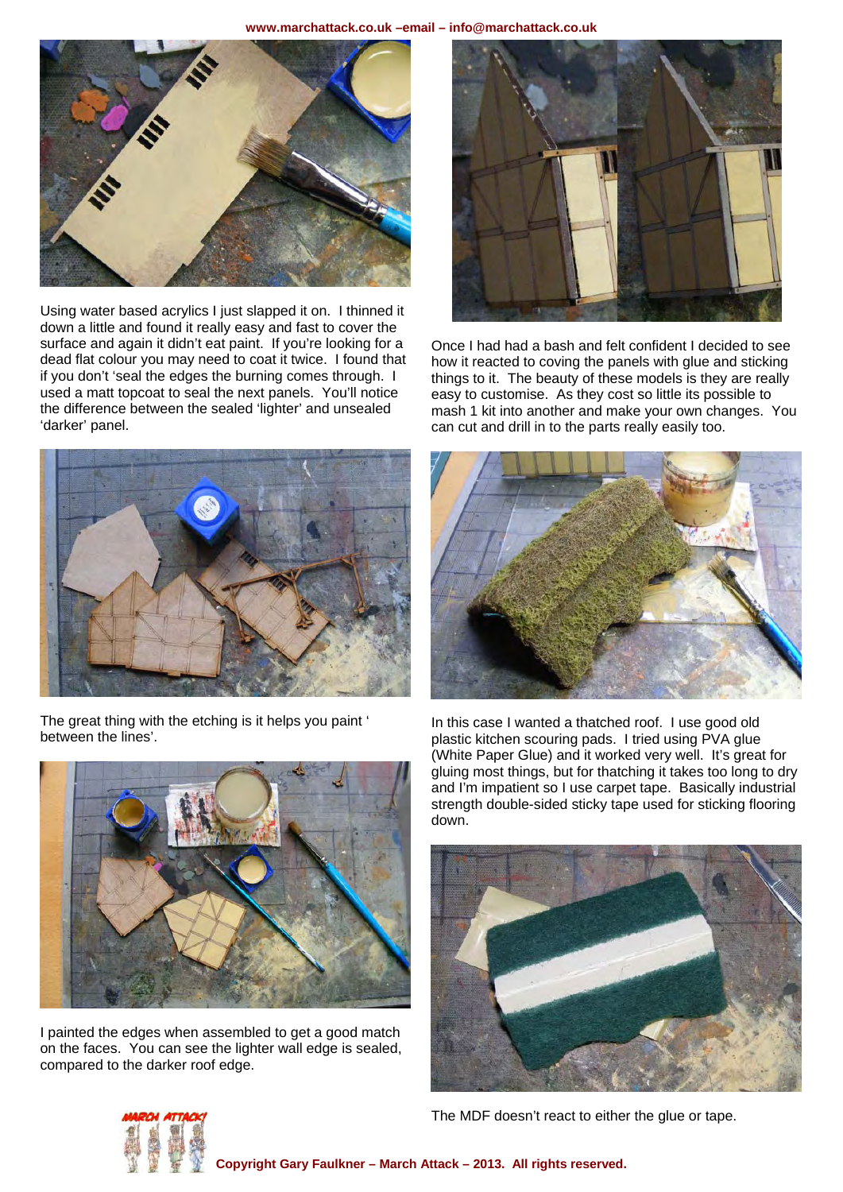Using water based acrylics I just slapped it on. I thinned it down a little and found it really easy and fast to cover the surface and again it didn't eat paint. If you're looking for a dead flat colour you may need to coat it twice. I found that if you don't 'seal the edges the burning comes through. I used a matt topcoat to seal the next panels. You'll notice the difference between the sealed 'lighter' and unsealed 'darker' panel.

Once I had had a bash and felt confident I decided to see how it reacted to coving the panels with glue and sticking things to it. The beauty of these models is they are really easy to customise. As they cost so little its possible to mash 1 kit into another and make your own changes. You can cut and drill in to the parts really easily too.

The great thing with the etching is it helps you paint ' between the lines'.

In this case I wanted a thatched roof. I use good old plastic kitchen scouring pads. I tried using PVA glue (White Paper Glue) and it worked very well. It's great for gluing most things, but for thatching it takes too long to dry and I'm impatient so I use carpet tape. Basically industrial strength double-sided sticky tape used for sticking flooring down.

I painted the edges when assembled to get a good match on the faces. You can see the lighter wall edge is sealed, compared to the darker roof edge.

The MDF doesn't react to either the glue or tape.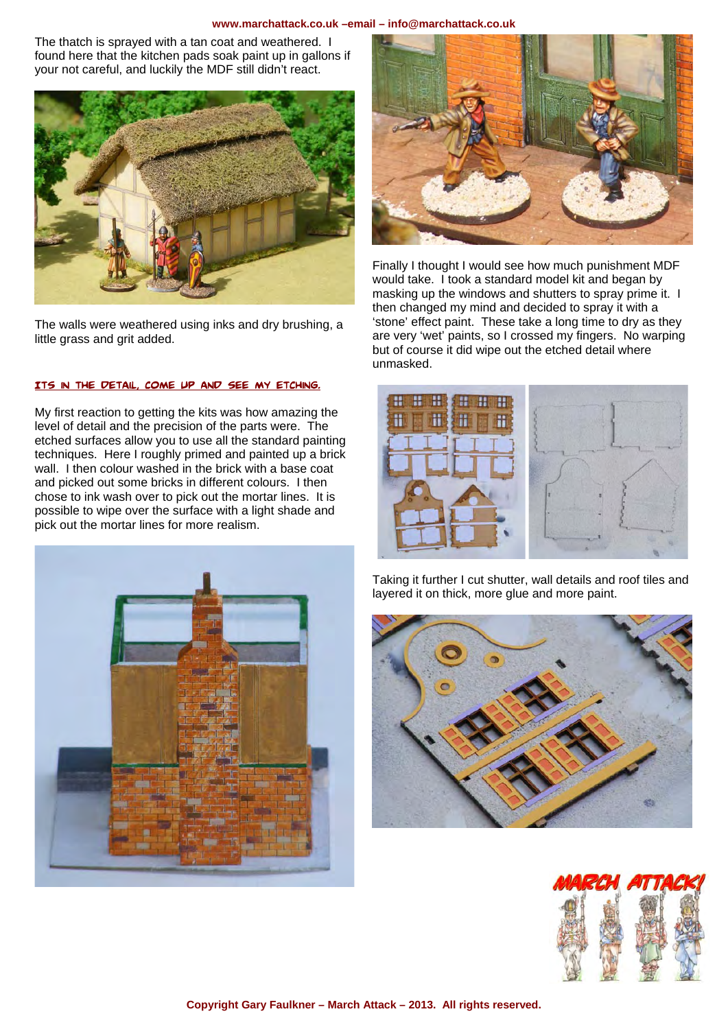The thatch is sprayed with a tan coat and weathered. I found here that the kitchen pads soak paint up in gallons if your not careful, and luckily the MDF still didn't react.

The walls were weathered using inks and dry brushing, a little grass and grit added.

## ITS IN THE DETAIL, COME UP AND SEE MY ETCHING.

My first reaction to getting the kits was how amazing the level of detail and the precision of the parts were. The etched surfaces allow you to use all the standard painting techniques. Here I roughly primed and painted up a brick wall. I then colour washed in the brick with a base coat and picked out some bricks in different colours. I then chose to ink wash over to pick out the mortar lines. It is possible to wipe over the surface with a light shade and pick out the mortar lines for more realism.

Finally I thought I would see how much punishment MDF would take. I took a standard model kit and began by masking up the windows and shutters to spray prime it. I then changed my mind and decided to spray it with a 'stone' effect paint. These take a long time to dry as they are very 'wet' paints, so I crossed my fingers. No warping but of course it did wipe out the etched detail where unmasked.

Taking it further I cut shutter, wall details and roof tiles and layered it on thick, more glue and more paint.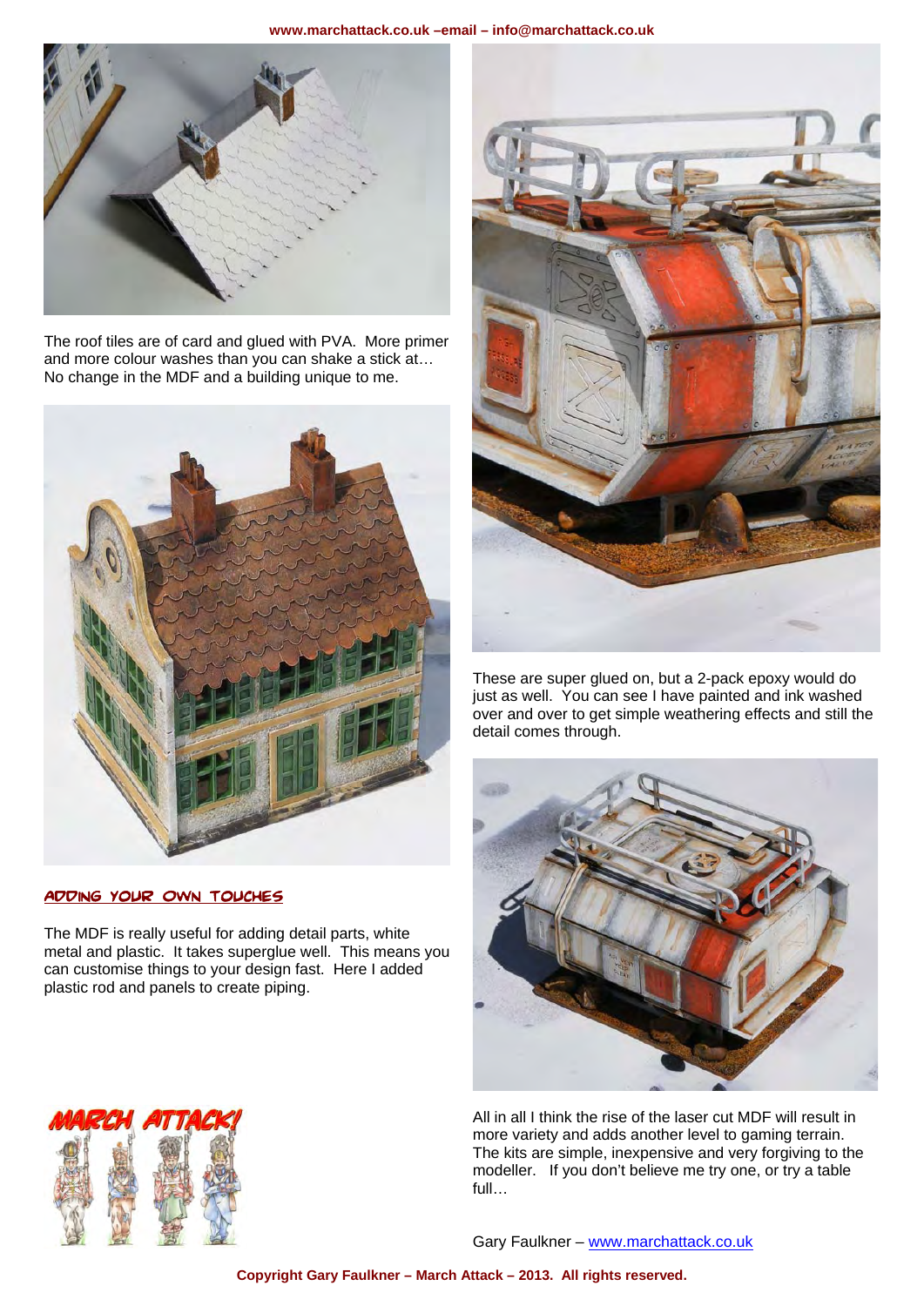The roof tiles are of card and glued with PVA. More primer and more colour washes than you can shake a stick at… No change in the MDF and a building unique to me.

## ADDING YOUR OWN TOUCHES

The MDF is really useful for adding detail parts, white metal and plastic. It takes superglue well. This means you can customise things to your design fast. Here I added plastic rod and panels to create piping.

These are super glued on, but a 2-pack epoxy would do just as well. You can see I have painted and ink washed over and over to get simple weathering effects and still the detail comes through.

All in all I think the rise of the laser cut MDF will result in more variety and adds another level to gaming terrain. The kits are simple, inexpensive and very forgiving to the modeller. If you don't believe me try one, or try a table full…

Gary Faulkner – www.marchattack.co.uk

**Copyright Gary Faulkner – March Attack – 2013. All rights reserved.**